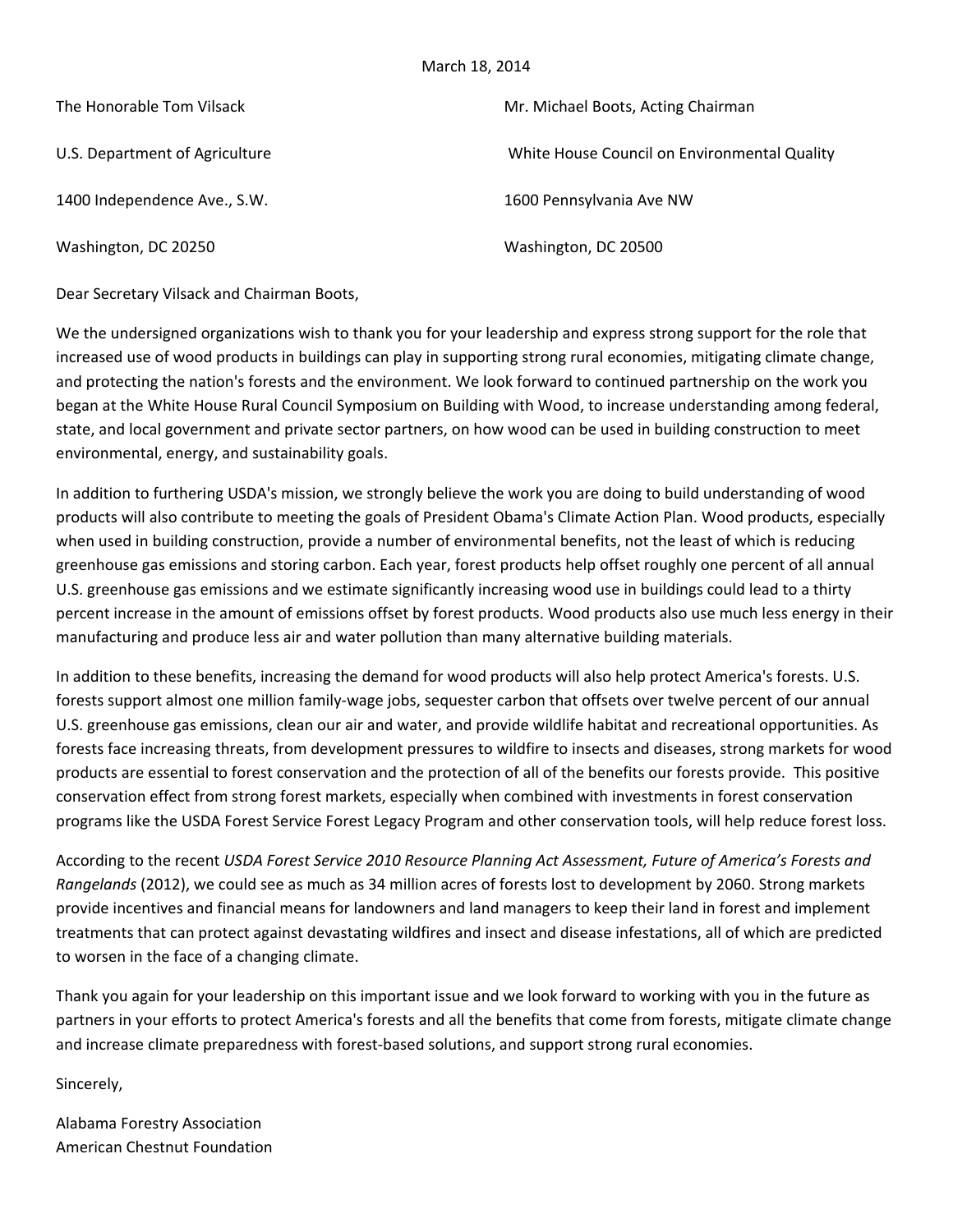March 18, 2014

The Honorable Tom Vilsack

U.S. Department of Agriculture

1400 Independence Ave., S.W.

Washington, DC 20250

Mr. Michael Boots, Acting Chairman

White House Council on Environmental Quality

1600 Pennsylvania Ave NW

Washington, DC 20500

Dear Secretary Vilsack and Chairman Boots,

We the undersigned organizations wish to thank you for your leadership and express strong support for the role that increased use of wood products in buildings can play in supporting strong rural economies, mitigating climate change, and protecting the nation's forests and the environment. We look forward to continued partnership on the work you began at the White House Rural Council Symposium on Building with Wood, to increase understanding among federal, state, and local government and private sector partners, on how wood can be used in building construction to meet environmental, energy, and sustainability goals.

In addition to furthering USDA's mission, we strongly believe the work you are doing to build understanding of wood products will also contribute to meeting the goals of President Obama's Climate Action Plan. Wood products, especially when used in building construction, provide a number of environmental benefits, not the least of which is reducing greenhouse gas emissions and storing carbon. Each year, forest products help offset roughly one percent of all annual U.S. greenhouse gas emissions and we estimate significantly increasing wood use in buildings could lead to a thirty percent increase in the amount of emissions offset by forest products. Wood products also use much less energy in their manufacturing and produce less air and water pollution than many alternative building materials.

In addition to these benefits, increasing the demand for wood products will also help protect America's forests. U.S. forests support almost one million family-wage jobs, sequester carbon that offsets over twelve percent of our annual U.S. greenhouse gas emissions, clean our air and water, and provide wildlife habitat and recreational opportunities. As forests face increasing threats, from development pressures to wildfire to insects and diseases, strong markets for wood products are essential to forest conservation and the protection of all of the benefits our forests provide. This positive conservation effect from strong forest markets, especially when combined with investments in forest conservation programs like the USDA Forest Service Forest Legacy Program and other conservation tools, will help reduce forest loss.

According to the recent *USDA Forest Service 2010 Resource Planning Act Assessment, Future of America's Forests and Rangelands* (2012), we could see as much as 34 million acres of forests lost to development by 2060. Strong markets provide incentives and financial means for landowners and land managers to keep their land in forest and implement treatments that can protect against devastating wildfires and insect and disease infestations, all of which are predicted to worsen in the face of a changing climate.

Thank you again for your leadership on this important issue and we look forward to working with you in the future as partners in your efforts to protect America's forests and all the benefits that come from forests, mitigate climate change and increase climate preparedness with forest-based solutions, and support strong rural economies.

Sincerely,

Alabama Forestry Association
American Chestnut Foundation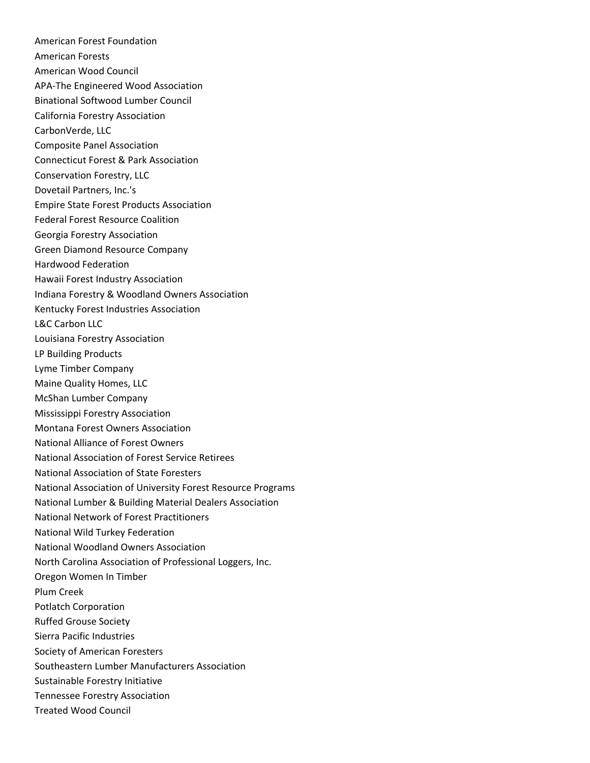American Forest Foundation
American Forests
American Wood Council
APA-The Engineered Wood Association
Binational Softwood Lumber Council
California Forestry Association
CarbonVerde, LLC
Composite Panel Association
Connecticut Forest & Park Association
Conservation Forestry, LLC
Dovetail Partners, Inc.'s
Empire State Forest Products Association
Federal Forest Resource Coalition
Georgia Forestry Association
Green Diamond Resource Company
Hardwood Federation
Hawaii Forest Industry Association
Indiana Forestry & Woodland Owners Association
Kentucky Forest Industries Association
L&C Carbon LLC
Louisiana Forestry Association
LP Building Products
Lyme Timber Company
Maine Quality Homes, LLC
McShan Lumber Company
Mississippi Forestry Association
Montana Forest Owners Association
National Alliance of Forest Owners
National Association of Forest Service Retirees
National Association of State Foresters
National Association of University Forest Resource Programs
National Lumber & Building Material Dealers Association
National Network of Forest Practitioners
National Wild Turkey Federation
National Woodland Owners Association
North Carolina Association of Professional Loggers, Inc.
Oregon Women In Timber
Plum Creek
Potlatch Corporation
Ruffed Grouse Society
Sierra Pacific Industries
Society of American Foresters
Southeastern Lumber Manufacturers Association
Sustainable Forestry Initiative
Tennessee Forestry Association
Treated Wood Council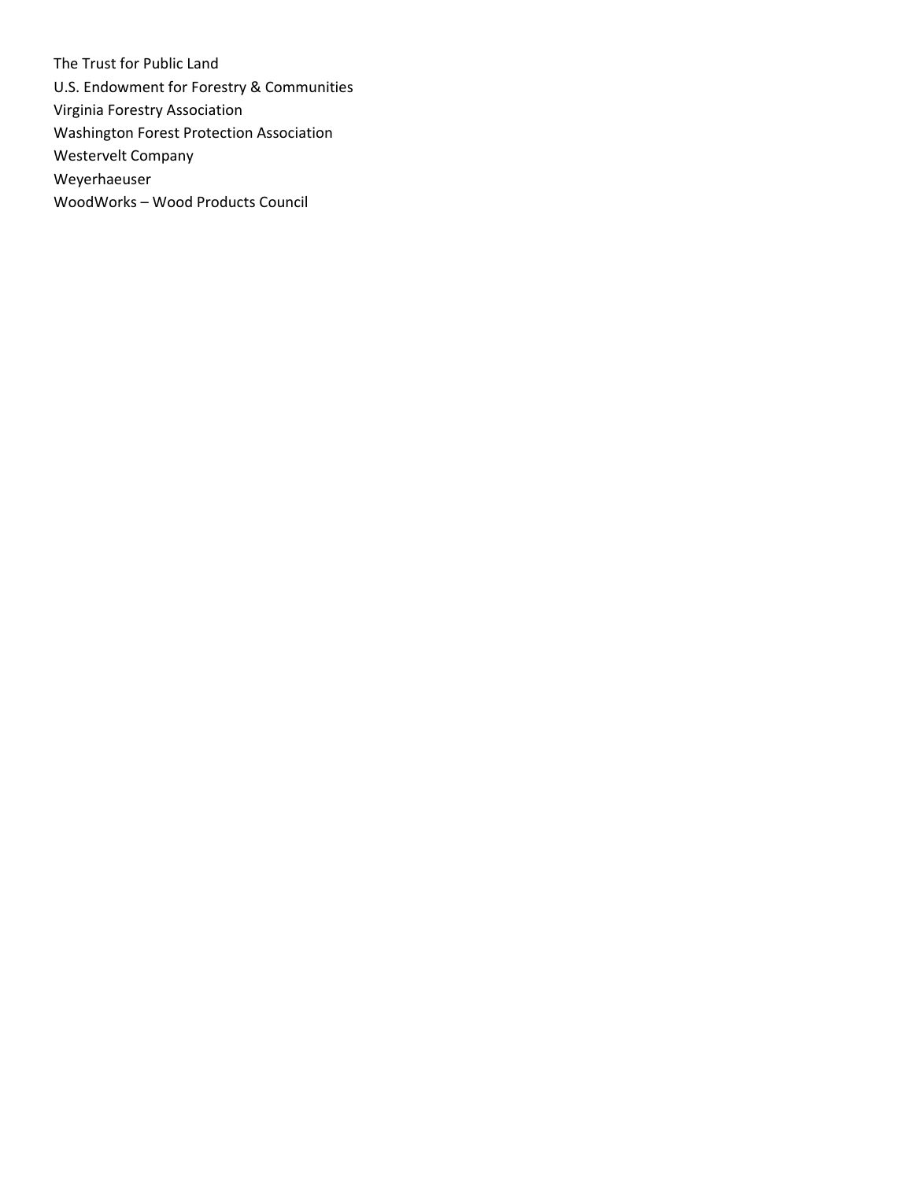The Trust for Public Land
U.S. Endowment for Forestry & Communities
Virginia Forestry Association
Washington Forest Protection Association
Westervelt Company
Weyerhaeuser
WoodWorks – Wood Products Council